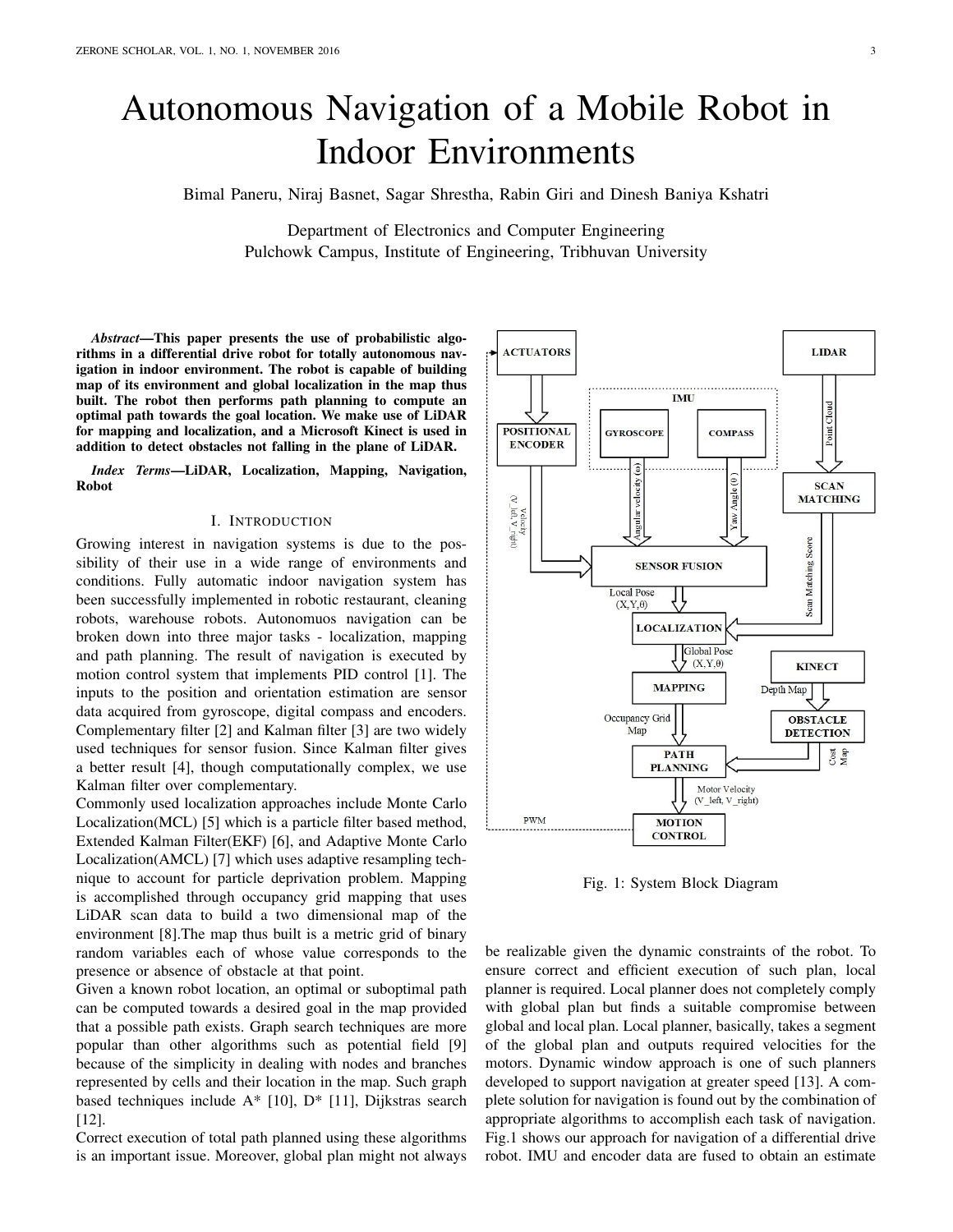# Autonomous Navigation of a Mobile Robot in Indoor Environments

Bimal Paneru, Niraj Basnet, Sagar Shrestha, Rabin Giri and Dinesh Baniya Kshatri

Department of Electronics and Computer Engineering
Pulchowk Campus, Institute of Engineering, Tribhuvan University

***Abstract*—This paper presents the use of probabilistic algorithms in a differential drive robot for totally autonomous navigation in indoor environment. The robot is capable of building map of its environment and global localization in the map thus built. The robot then performs path planning to compute an optimal path towards the goal location. We make use of LiDAR for mapping and localization, and a Microsoft Kinect is used in addition to detect obstacles not falling in the plane of LiDAR.**

***Index Terms*—LiDAR, Localization, Mapping, Navigation, Robot**

## I. Introduction

Growing interest in navigation systems is due to the possibility of their use in a wide range of environments and conditions. Fully automatic indoor navigation system has been successfully implemented in robotic restaurant, cleaning robots, warehouse robots. Autonomuos navigation can be broken down into three major tasks - localization, mapping and path planning. The result of navigation is executed by motion control system that implements PID control [1]. The inputs to the position and orientation estimation are sensor data acquired from gyroscope, digital compass and encoders. Complementary filter [2] and Kalman filter [3] are two widely used techniques for sensor fusion. Since Kalman filter gives a better result [4], though computationally complex, we use Kalman filter over complementary.

Commonly used localization approaches include Monte Carlo Localization(MCL) [5] which is a particle filter based method, Extended Kalman Filter(EKF) [6], and Adaptive Monte Carlo Localization(AMCL) [7] which uses adaptive resampling technique to account for particle deprivation problem. Mapping is accomplished through occupancy grid mapping that uses LiDAR scan data to build a two dimensional map of the environment [8].The map thus built is a metric grid of binary random variables each of whose value corresponds to the presence or absence of obstacle at that point.

Given a known robot location, an optimal or suboptimal path can be computed towards a desired goal in the map provided that a possible path exists. Graph search techniques are more popular than other algorithms such as potential field [9] because of the simplicity in dealing with nodes and branches represented by cells and their location in the map. Such graph based techniques include A* [10], D* [11], Dijkstras search [12].

Correct execution of total path planned using these algorithms is an important issue. Moreover, global plan might not always be realizable given the dynamic constraints of the robot. To ensure correct and efficient execution of such plan, local planner is required. Local planner does not completely comply with global plan but finds a suitable compromise between global and local plan. Local planner, basically, takes a segment of the global plan and outputs required velocities for the motors. Dynamic window approach is one of such planners developed to support navigation at greater speed [13]. A complete solution for navigation is found out by the combination of appropriate algorithms to accomplish each task of navigation. Fig.1 shows our approach for navigation of a differential drive robot. IMU and encoder data are fused to obtain an estimate

Fig. 1: System Block Diagram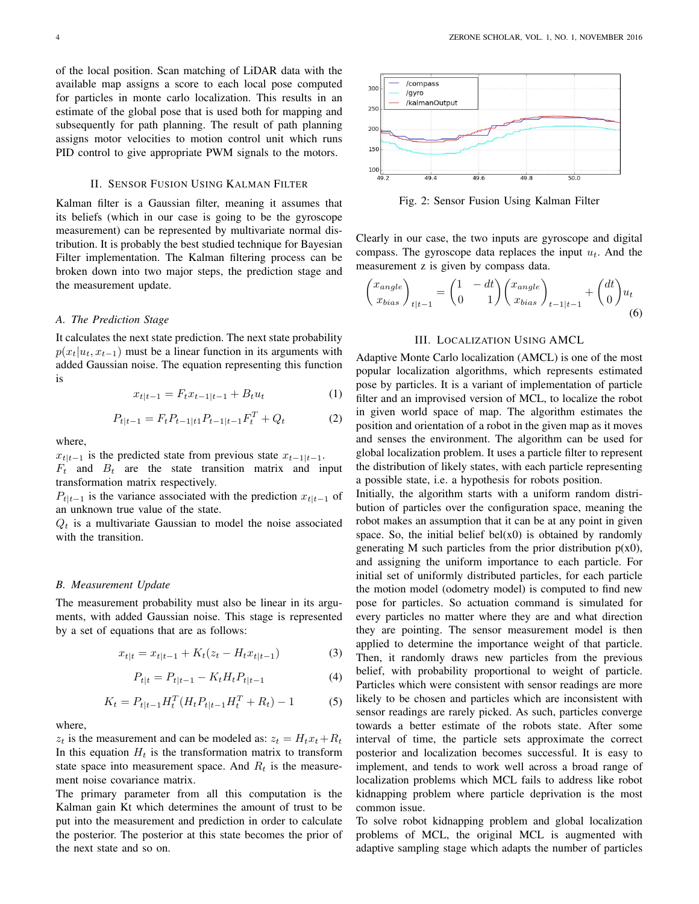of the local position. Scan matching of LiDAR data with the available map assigns a score to each local pose computed for particles in monte carlo localization. This results in an estimate of the global pose that is used both for mapping and subsequently for path planning. The result of path planning assigns motor velocities to motion control unit which runs PID control to give appropriate PWM signals to the motors.

## II. Sensor Fusion Using Kalman Filter

Kalman filter is a Gaussian filter, meaning it assumes that its beliefs (which in our case is going to be the gyroscope measurement) can be represented by multivariate normal distribution. It is probably the best studied technique for Bayesian Filter implementation. The Kalman filtering process can be broken down into two major steps, the prediction stage and the measurement update.

### A. The Prediction Stage

It calculates the next state prediction. The next state probability $p(x_t|u_t, x_{t-1})$ must be a linear function in its arguments with added Gaussian noise. The equation representing this function is

$$x_{t|t-1} = F_t x_{t-1|t-1} + B_t u_t \tag{1}$$

$$P_{t|t-1} = F_t P_{t-1|t1} P_{t-1|t-1} F_t^T + Q_t \tag{2}$$

where,
$x_{t|t-1}$ is the predicted state from previous state $x_{t-1|t-1}$.
$F_t$ and $B_t$ are the state transition matrix and input transformation matrix respectively.
$P_{t|t-1}$ is the variance associated with the prediction $x_{t|t-1}$ of an unknown true value of the state.
$Q_t$ is a multivariate Gaussian to model the noise associated with the transition.

### B. Measurement Update

The measurement probability must also be linear in its arguments, with added Gaussian noise. This stage is represented by a set of equations that are as follows:

$$x_{t|t} = x_{t|t-1} + K_t(z_t - H_t x_{t|t-1}) \tag{3}$$

$$P_{t|t} = P_{t|t-1} - K_t H_t P_{t|t-1} \tag{4}$$

$$K_t = P_{t|t-1} H_t^T (H_t P_{t|t-1} H_t^T + R_t) - 1 \tag{5}$$

where,
$z_t$ is the measurement and can be modeled as: $z_t = H_t x_t + R_t$
In this equation $H_t$ is the transformation matrix to transform state space into measurement space. And $R_t$ is the measurement noise covariance matrix.
The primary parameter from all this computation is the Kalman gain Kt which determines the amount of trust to be put into the measurement and prediction in order to calculate the posterior. The posterior at this state becomes the prior of the next state and so on.

Fig. 2: Sensor Fusion Using Kalman Filter

Clearly in our case, the two inputs are gyroscope and digital compass. The gyroscope data replaces the input $u_t$. And the measurement z is given by compass data.

$$\begin{pmatrix} x_{angle} \\ x_{bias} \end{pmatrix}_{t|t-1} = \begin{pmatrix} 1 & -dt \\ 0 & 1 \end{pmatrix} \begin{pmatrix} x_{angle} \\ x_{bias} \end{pmatrix}_{t-1|t-1} + \begin{pmatrix} dt \\ 0 \end{pmatrix} u_t \tag{6}$$

## III. Localization Using AMCL

Adaptive Monte Carlo localization (AMCL) is one of the most popular localization algorithms, which represents estimated pose by particles. It is a variant of implementation of particle filter and an improvised version of MCL, to localize the robot in given world space of map. The algorithm estimates the position and orientation of a robot in the given map as it moves and senses the environment. The algorithm can be used for global localization problem. It uses a particle filter to represent the distribution of likely states, with each particle representing a possible state, i.e. a hypothesis for robots position.
Initially, the algorithm starts with a uniform random distribution of particles over the configuration space, meaning the robot makes an assumption that it can be at any point in given space. So, the initial belief bel(x0) is obtained by randomly generating M such particles from the prior distribution p(x0), and assigning the uniform importance to each particle. For initial set of uniformly distributed particles, for each particle the motion model (odometry model) is computed to find new pose for particles. So actuation command is simulated for every particles no matter where they are and what direction they are pointing. The sensor measurement model is then applied to determine the importance weight of that particle. Then, it randomly draws new particles from the previous belief, with probability proportional to weight of particle. Particles which were consistent with sensor readings are more likely to be chosen and particles which are inconsistent with sensor readings are rarely picked. As such, particles converge towards a better estimate of the robots state. After some interval of time, the particle sets approximate the correct posterior and localization becomes successful. It is easy to implement, and tends to work well across a broad range of localization problems which MCL fails to address like robot kidnapping problem where particle deprivation is the most common issue.
To solve robot kidnapping problem and global localization problems of MCL, the original MCL is augmented with adaptive sampling stage which adapts the number of particles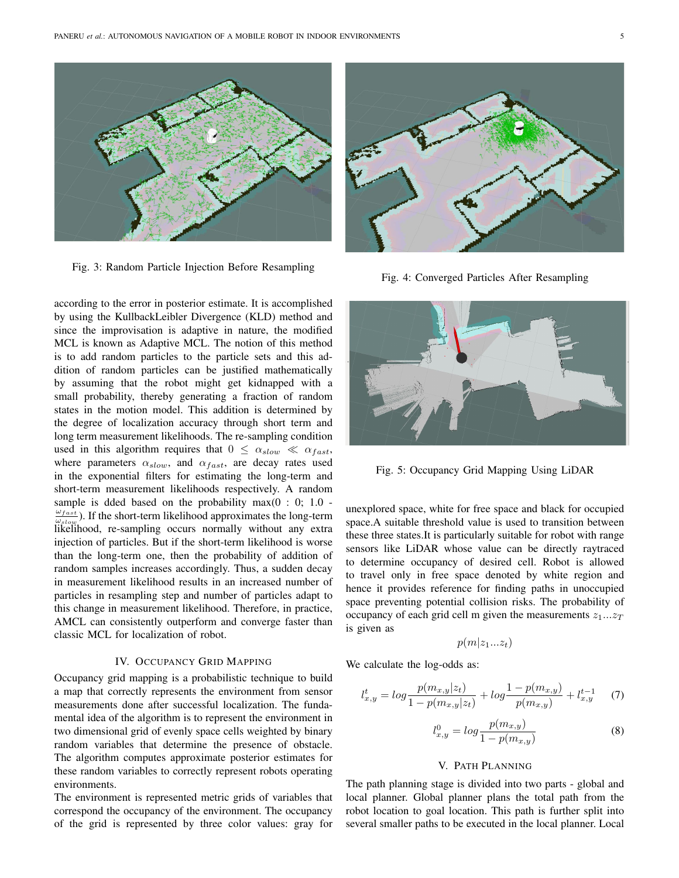Fig. 3: Random Particle Injection Before Resampling

Fig. 4: Converged Particles After Resampling

according to the error in posterior estimate. It is accomplished by using the KullbackLeibler Divergence (KLD) method and since the improvisation is adaptive in nature, the modified MCL is known as Adaptive MCL. The notion of this method is to add random particles to the particle sets and this addition of random particles can be justified mathematically by assuming that the robot might get kidnapped with a small probability, thereby generating a fraction of random states in the motion model. This addition is determined by the degree of localization accuracy through short term and long term measurement likelihoods. The re-sampling condition used in this algorithm requires that $0 \leq \alpha_{slow} \ll \alpha_{fast}$, where parameters $\alpha_{slow}$, and $\alpha_{fast}$, are decay rates used in the exponential filters for estimating the long-term and short-term measurement likelihoods respectively. A random sample is dded based on the probability max(0 : 0; 1.0 - $\frac{\omega_{fast}}{\omega_{slow}}$). If the short-term likelihood approximates the long-term likelihood, re-sampling occurs normally without any extra injection of particles. But if the short-term likelihood is worse than the long-term one, then the probability of addition of random samples increases accordingly. Thus, a sudden decay in measurement likelihood results in an increased number of particles in resampling step and number of particles adapt to this change in measurement likelihood. Therefore, in practice, AMCL can consistently outperform and converge faster than classic MCL for localization of robot.

## IV. Occupancy Grid Mapping

Occupancy grid mapping is a probabilistic technique to build a map that correctly represents the environment from sensor measurements done after successful localization. The fundamental idea of the algorithm is to represent the environment in two dimensional grid of evenly space cells weighted by binary random variables that determine the presence of obstacle. The algorithm computes approximate posterior estimates for these random variables to correctly represent robots operating environments.

The environment is represented metric grids of variables that correspond the occupancy of the environment. The occupancy of the grid is represented by three color values: gray for unexplored space, white for free space and black for occupied space.A suitable threshold value is used to transition between these three states.It is particularly suitable for robot with range sensors like LiDAR whose value can be directly raytraced to determine occupancy of desired cell. Robot is allowed to travel only in free space denoted by white region and hence it provides reference for finding paths in unoccupied space preventing potential collision risks. The probability of occupancy of each grid cell m given the measurements $z_1 ... z_T$ is given as

$$p(m|z_1 ... z_t)$$

We calculate the log-odds as:

$$l_{x,y}^{t} = log\frac{p(m_{x,y}|z_t)}{1-p(m_{x,y}|z_t)} + log\frac{1-p(m_{x,y})}{p(m_{x,y})} + l_{x,y}^{t-1} \quad (7)$$

$$l_{x,y}^{0} = log\frac{p(m_{x,y})}{1-p(m_{x,y})} \quad (8)$$

Fig. 5: Occupancy Grid Mapping Using LiDAR

## V. Path Planning

The path planning stage is divided into two parts - global and local planner. Global planner plans the total path from the robot location to goal location. This path is further split into several smaller paths to be executed in the local planner. Local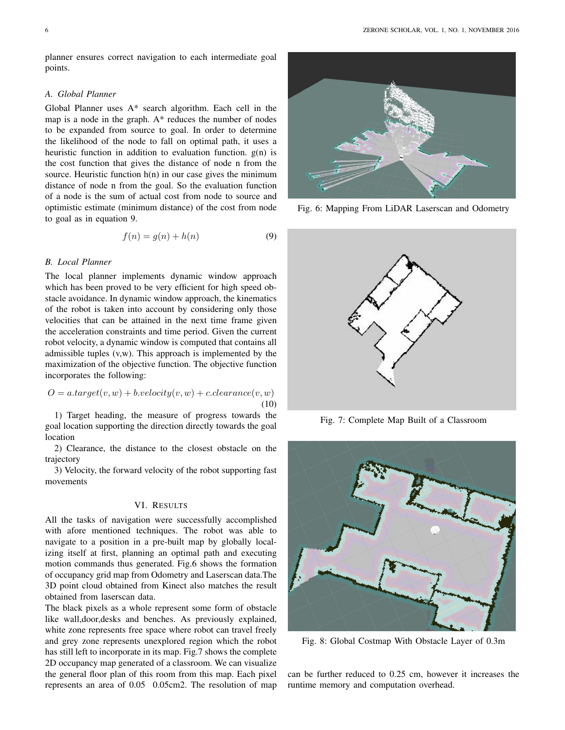planner ensures correct navigation to each intermediate goal points.

### A. Global Planner

Global Planner uses A* search algorithm. Each cell in the map is a node in the graph. A* reduces the number of nodes to be expanded from source to goal. In order to determine the likelihood of the node to fall on optimal path, it uses a heuristic function in addition to evaluation function. g(n) is the cost function that gives the distance of node n from the source. Heuristic function h(n) in our case gives the minimum distance of node n from the goal. So the evaluation function of a node is the sum of actual cost from node to source and optimistic estimate (minimum distance) of the cost from node to goal as in equation 9.

$$f(n) = g(n) + h(n) \tag{9}$$

### B. Local Planner

The local planner implements dynamic window approach which has been proved to be very efficient for high speed obstacle avoidance. In dynamic window approach, the kinematics of the robot is taken into account by considering only those velocities that can be attained in the next time frame given the acceleration constraints and time period. Given the current robot velocity, a dynamic window is computed that contains all admissible tuples (v,w). This approach is implemented by the maximization of the objective function. The objective function incorporates the following:

$$O = a.target(v, w) + b.velocity(v, w) + c.clearance(v, w) \tag{10}$$

1) Target heading, the measure of progress towards the goal location supporting the direction directly towards the goal location

2) Clearance, the distance to the closest obstacle on the trajectory

3) Velocity, the forward velocity of the robot supporting fast movements

## VI. Results

All the tasks of navigation were successfully accomplished with afore mentioned techniques. The robot was able to navigate to a position in a pre-built map by globally localizing itself at first, planning an optimal path and executing motion commands thus generated. Fig.6 shows the formation of occupancy grid map from Odometry and Laserscan data.The 3D point cloud obtained from Kinect also matches the result obtained from laserscan data.

The black pixels as a whole represent some form of obstacle like wall,door,desks and benches. As previously explained, white zone represents free space where robot can travel freely and grey zone represents unexplored region which the robot has still left to incorporate in its map. Fig.7 shows the complete 2D occupancy map generated of a classroom. We can visualize the general floor plan of this room from this map. Each pixel represents an area of 0.05 0.05cm2. The resolution of map can be further reduced to 0.25 cm, however it increases the runtime memory and computation overhead.

Fig. 6: Mapping From LiDAR Laserscan and Odometry

Fig. 7: Complete Map Built of a Classroom

Fig. 8: Global Costmap With Obstacle Layer of 0.3m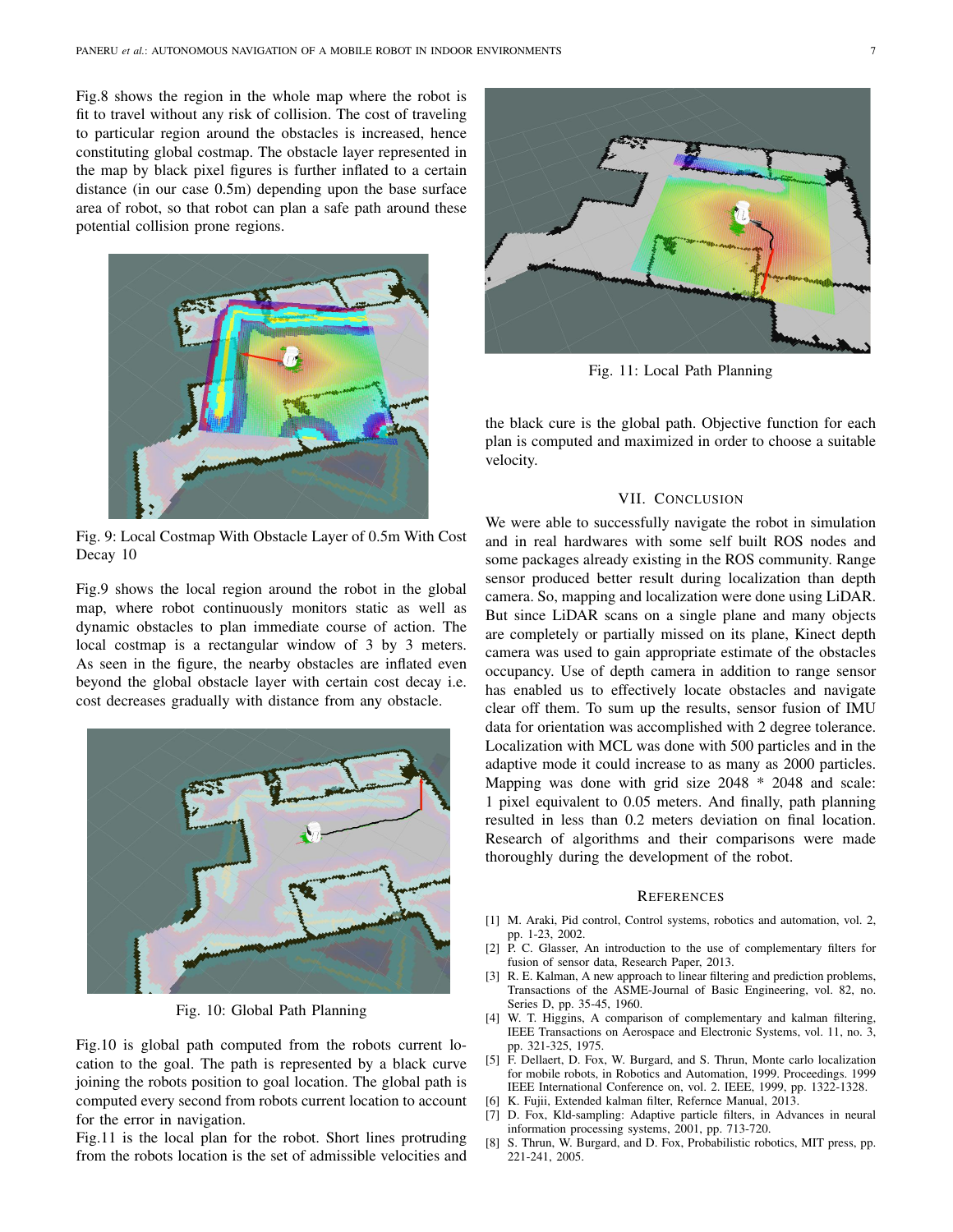Fig.8 shows the region in the whole map where the robot is fit to travel without any risk of collision. The cost of traveling to particular region around the obstacles is increased, hence constituting global costmap. The obstacle layer represented in the map by black pixel figures is further inflated to a certain distance (in our case 0.5m) depending upon the base surface area of robot, so that robot can plan a safe path around these potential collision prone regions.

Fig. 9: Local Costmap With Obstacle Layer of 0.5m With Cost Decay 10

Fig.9 shows the local region around the robot in the global map, where robot continuously monitors static as well as dynamic obstacles to plan immediate course of action. The local costmap is a rectangular window of 3 by 3 meters. As seen in the figure, the nearby obstacles are inflated even beyond the global obstacle layer with certain cost decay i.e. cost decreases gradually with distance from any obstacle.

Fig. 10: Global Path Planning

Fig.10 is global path computed from the robots current location to the goal. The path is represented by a black curve joining the robots position to goal location. The global path is computed every second from robots current location to account for the error in navigation.

Fig.11 is the local plan for the robot. Short lines protruding from the robots location is the set of admissible velocities and the black cure is the global path. Objective function for each plan is computed and maximized in order to choose a suitable velocity.

Fig. 11: Local Path Planning

## VII. Conclusion

We were able to successfully navigate the robot in simulation and in real hardwares with some self built ROS nodes and some packages already existing in the ROS community. Range sensor produced better result during localization than depth camera. So, mapping and localization were done using LiDAR. But since LiDAR scans on a single plane and many objects are completely or partially missed on its plane, Kinect depth camera was used to gain appropriate estimate of the obstacles occupancy. Use of depth camera in addition to range sensor has enabled us to effectively locate obstacles and navigate clear off them. To sum up the results, sensor fusion of IMU data for orientation was accomplished with 2 degree tolerance. Localization with MCL was done with 500 particles and in the adaptive mode it could increase to as many as 2000 particles. Mapping was done with grid size 2048 * 2048 and scale: 1 pixel equivalent to 0.05 meters. And finally, path planning resulted in less than 0.2 meters deviation on final location. Research of algorithms and their comparisons were made thoroughly during the development of the robot.

## References

[1] M. Araki, Pid control, Control systems, robotics and automation, vol. 2, pp. 1-23, 2002.

[2] P. C. Glasser, An introduction to the use of complementary filters for fusion of sensor data, Research Paper, 2013.

[3] R. E. Kalman, A new approach to linear filtering and prediction problems, Transactions of the ASME-Journal of Basic Engineering, vol. 82, no. Series D, pp. 35-45, 1960.

[4] W. T. Higgins, A comparison of complementary and kalman filtering, IEEE Transactions on Aerospace and Electronic Systems, vol. 11, no. 3, pp. 321-325, 1975.

[5] F. Dellaert, D. Fox, W. Burgard, and S. Thrun, Monte carlo localization for mobile robots, in Robotics and Automation, 1999. Proceedings. 1999 IEEE International Conference on, vol. 2. IEEE, 1999, pp. 1322-1328.

[6] K. Fujii, Extended kalman filter, Refernce Manual, 2013.

[7] D. Fox, Kld-sampling: Adaptive particle filters, in Advances in neural information processing systems, 2001, pp. 713-720.

[8] S. Thrun, W. Burgard, and D. Fox, Probabilistic robotics, MIT press, pp. 221-241, 2005.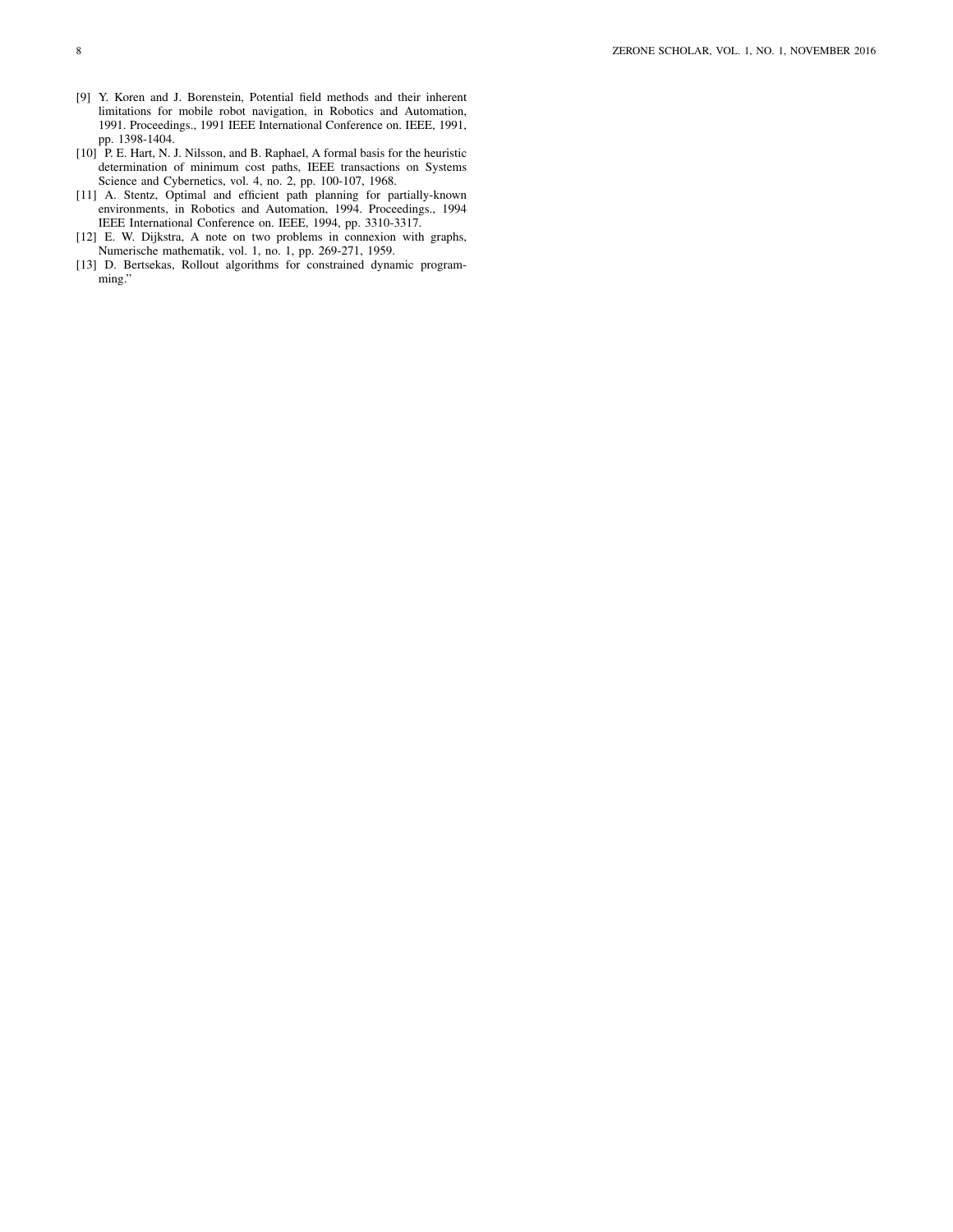[9] Y. Koren and J. Borenstein, Potential field methods and their inherent limitations for mobile robot navigation, in Robotics and Automation, 1991. Proceedings., 1991 IEEE International Conference on. IEEE, 1991, pp. 1398-1404.

[10] P. E. Hart, N. J. Nilsson, and B. Raphael, A formal basis for the heuristic determination of minimum cost paths, IEEE transactions on Systems Science and Cybernetics, vol. 4, no. 2, pp. 100-107, 1968.

[11] A. Stentz, Optimal and efficient path planning for partially-known environments, in Robotics and Automation, 1994. Proceedings., 1994 IEEE International Conference on. IEEE, 1994, pp. 3310-3317.

[12] E. W. Dijkstra, A note on two problems in connexion with graphs, Numerische mathematik, vol. 1, no. 1, pp. 269-271, 1959.

[13] D. Bertsekas, Rollout algorithms for constrained dynamic programming."